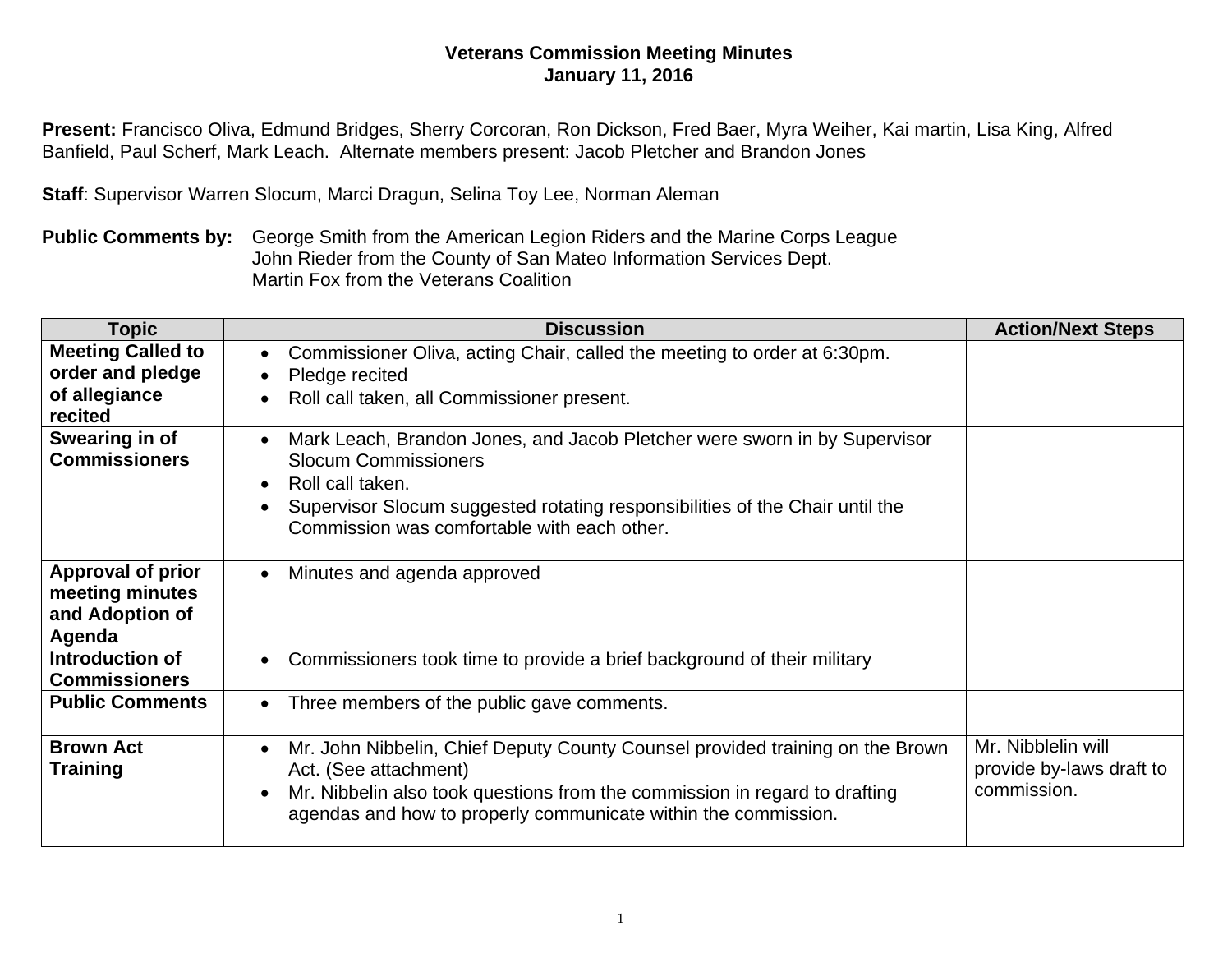**Veterans Commission Meeting Minutes**
**January 11, 2016**

**Present:** Francisco Oliva, Edmund Bridges, Sherry Corcoran, Ron Dickson, Fred Baer, Myra Weiher, Kai martin, Lisa King, Alfred Banfield, Paul Scherf, Mark Leach. Alternate members present: Jacob Pletcher and Brandon Jones

**Staff**: Supervisor Warren Slocum, Marci Dragun, Selina Toy Lee, Norman Aleman

**Public Comments by:** George Smith from the American Legion Riders and the Marine Corps League
John Rieder from the County of San Mateo Information Services Dept.
Martin Fox from the Veterans Coalition

| Topic | Discussion | Action/Next Steps |
|---|---|---|
| **Meeting Called to order and pledge of allegiance recited** | • Commissioner Oliva, acting Chair, called the meeting to order at 6:30pm.<br>• Pledge recited<br>• Roll call taken, all Commissioner present. | |
| **Swearing in of Commissioners** | • Mark Leach, Brandon Jones, and Jacob Pletcher were sworn in by Supervisor Slocum Commissioners<br>• Roll call taken.<br>• Supervisor Slocum suggested rotating responsibilities of the Chair until the Commission was comfortable with each other. | |
| **Approval of prior meeting minutes and Adoption of Agenda** | • Minutes and agenda approved | |
| **Introduction of Commissioners** | • Commissioners took time to provide a brief background of their military | |
| **Public Comments** | • Three members of the public gave comments. | |
| **Brown Act Training** | • Mr. John Nibbelin, Chief Deputy County Counsel provided training on the Brown Act. (See attachment)<br>• Mr. Nibbelin also took questions from the commission in regard to drafting agendas and how to properly communicate within the commission. | Mr. Nibblelin will provide by-laws draft to commission. |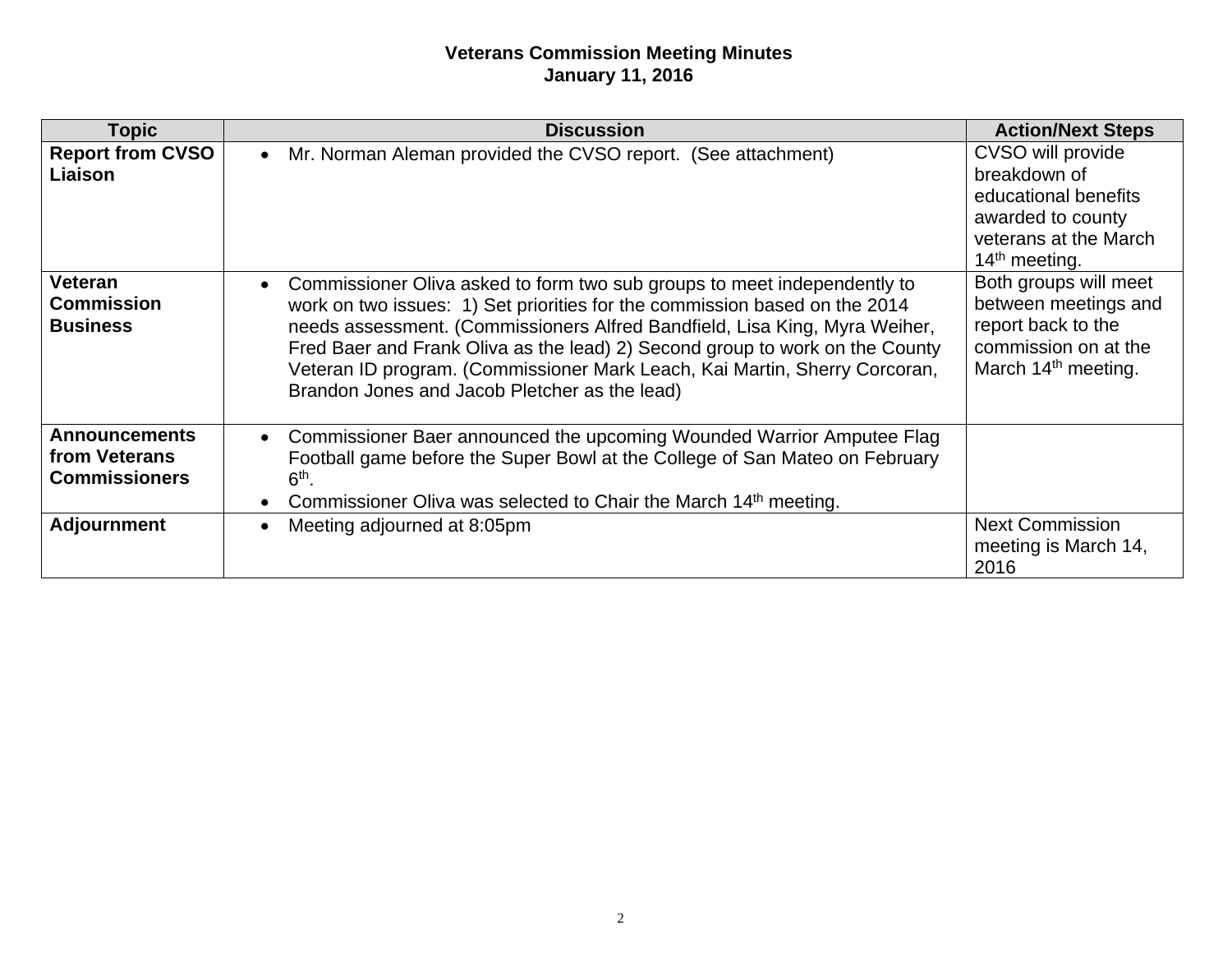**Veterans Commission Meeting Minutes**
**January 11, 2016**

| Topic | Discussion | Action/Next Steps |
|---|---|---|
| **Report from CVSO Liaison** | • Mr. Norman Aleman provided the CVSO report. (See attachment) | CVSO will provide breakdown of educational benefits awarded to county veterans at the March 14th meeting. |
| **Veteran Commission Business** | • Commissioner Oliva asked to form two sub groups to meet independently to work on two issues: 1) Set priorities for the commission based on the 2014 needs assessment. (Commissioners Alfred Bandfield, Lisa King, Myra Weiher, Fred Baer and Frank Oliva as the lead) 2) Second group to work on the County Veteran ID program. (Commissioner Mark Leach, Kai Martin, Sherry Corcoran, Brandon Jones and Jacob Pletcher as the lead) | Both groups will meet between meetings and report back to the commission on at the March 14th meeting. |
| **Announcements from Veterans Commissioners** | • Commissioner Baer announced the upcoming Wounded Warrior Amputee Flag Football game before the Super Bowl at the College of San Mateo on February 6th.<br>• Commissioner Oliva was selected to Chair the March 14th meeting. | |
| **Adjournment** | • Meeting adjourned at 8:05pm | Next Commission meeting is March 14, 2016 |